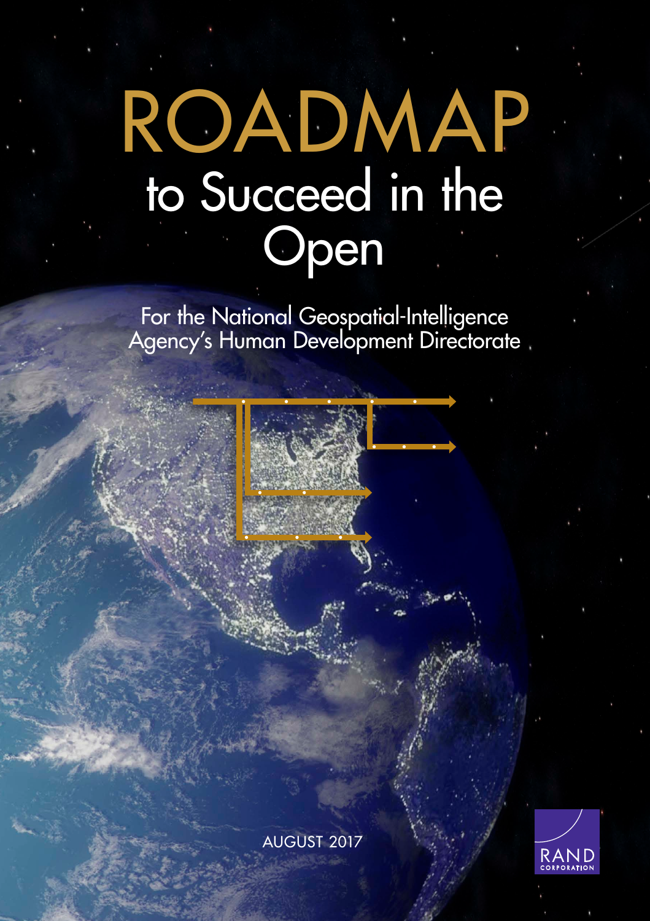# ROADMAP to Succeed in the Open

For the National Geospatial-Intelligence Agency's Human Development Directorate

AUGUST 2017

RAND CORPORATION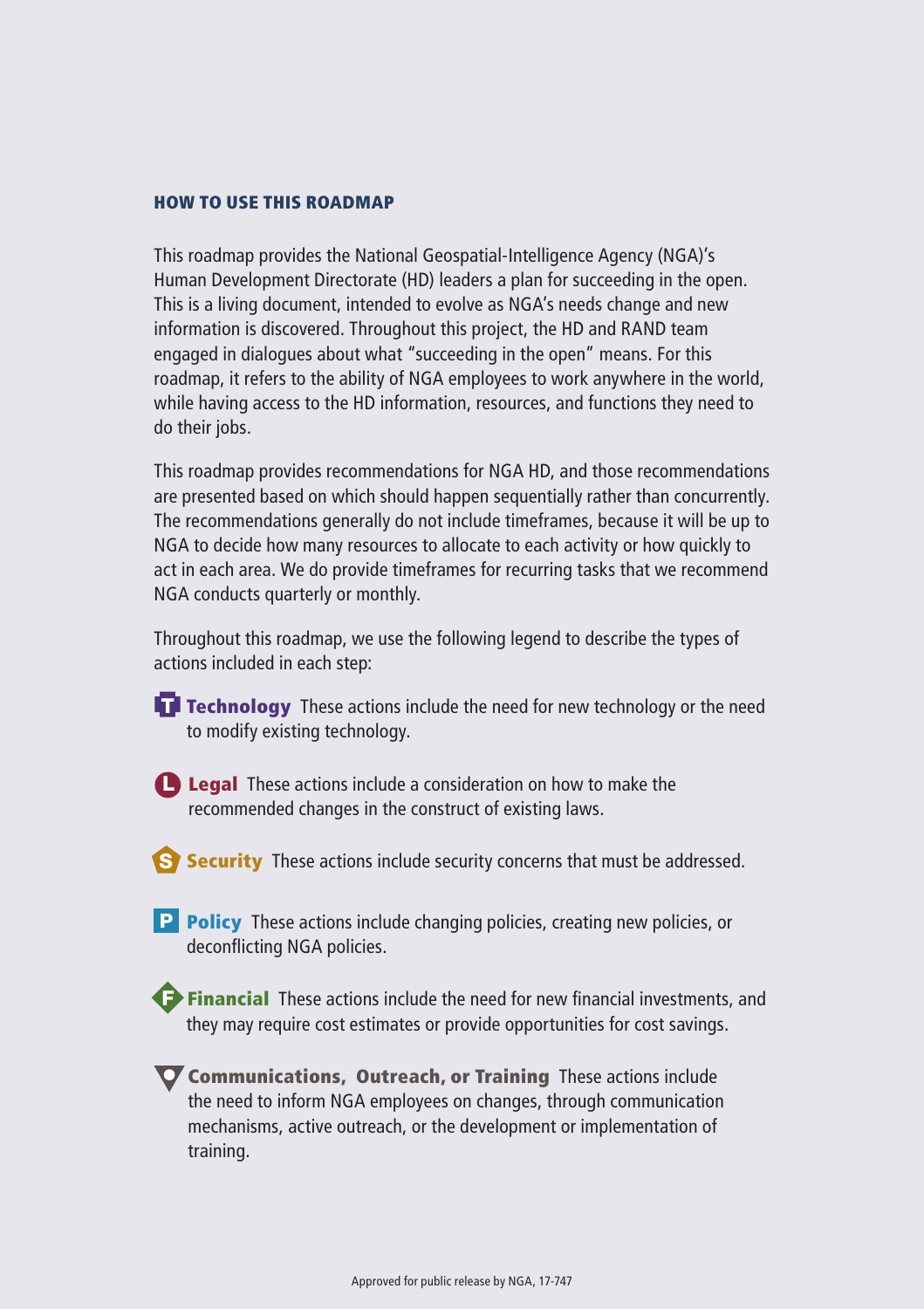## HOW TO USE THIS ROADMAP

This roadmap provides the National Geospatial-Intelligence Agency (NGA)'s Human Development Directorate (HD) leaders a plan for succeeding in the open. This is a living document, intended to evolve as NGA's needs change and new information is discovered. Throughout this project, the HD and RAND team engaged in dialogues about what "succeeding in the open" means. For this roadmap, it refers to the ability of NGA employees to work anywhere in the world, while having access to the HD information, resources, and functions they need to do their jobs.

This roadmap provides recommendations for NGA HD, and those recommendations are presented based on which should happen sequentially rather than concurrently. The recommendations generally do not include timeframes, because it will be up to NGA to decide how many resources to allocate to each activity or how quickly to act in each area. We do provide timeframes for recurring tasks that we recommend NGA conducts quarterly or monthly.

Throughout this roadmap, we use the following legend to describe the types of actions included in each step:

- **T Technology** These actions include the need for new technology or the need to modify existing technology.
- **L Legal** These actions include a consideration on how to make the recommended changes in the construct of existing laws.
- **S Security** These actions include security concerns that must be addressed.
- **P Policy** These actions include changing policies, creating new policies, or deconflicting NGA policies.
- **F Financial** These actions include the need for new financial investments, and they may require cost estimates or provide opportunities for cost savings.
- **Communications, Outreach, or Training** These actions include the need to inform NGA employees on changes, through communication mechanisms, active outreach, or the development or implementation of training.

Approved for public release by NGA, 17-747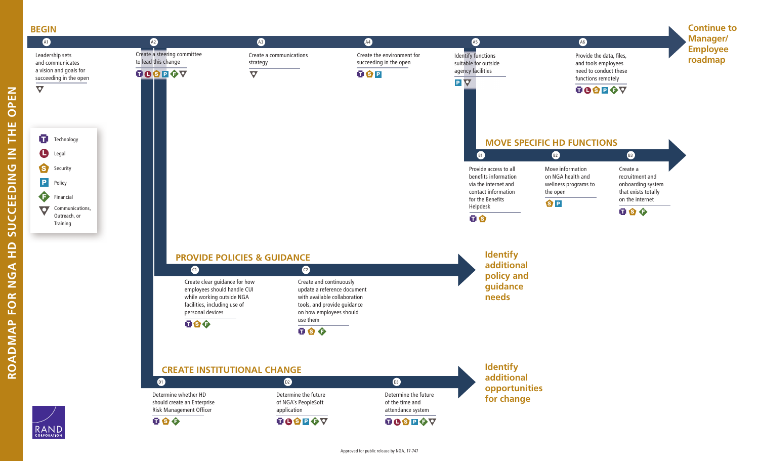# ROADMAP FOR NGA HD SUCCEEDING IN THE OPEN

## BEGIN

- **A1** Leadership sets and communicates a vision and goals for succeeding in the open
- **A2** Create a steering committee to lead this change
- **A3** Create a communications strategy
- **A4** Create the environment for succeeding in the open
- **A5** Identify functions suitable for outside agency facilities
- **A6** Provide the data, files, and tools employees need to conduct these functions remotely

**Continue to Manager/ Employee roadmap**

## MOVE SPECIFIC HD FUNCTIONS

- **B1** Provide access to all benefits information via the internet and contact information for the Benefits Helpdesk
- **B2** Move information on NGA health and wellness programs to the open
- **B3** Create a recruitment and onboarding system that exists totally on the internet

## PROVIDE POLICIES & GUIDANCE

- **C1** Create clear guidance for how employees should handle CUI while working outside NGA facilities, including use of personal devices
- **C2** Create and continuously update a reference document with available collaboration tools, and provide guidance on how employees should use them

**Identify additional policy and guidance needs**

## CREATE INSTITUTIONAL CHANGE

- **D1** Determine whether HD should create an Enterprise Risk Management Officer
- **D2** Determine the future of NGA's PeopleSoft application
- **D3** Determine the future of the time and attendance system

**Identify additional opportunities for change**

Legend:

- T: Technology
- L: Legal
- S: Security
- P: Policy
- F: Financial
- ▼: Communications, Outreach, or Training

RAND CORPORATION

Approved for public release by NGA, 17-747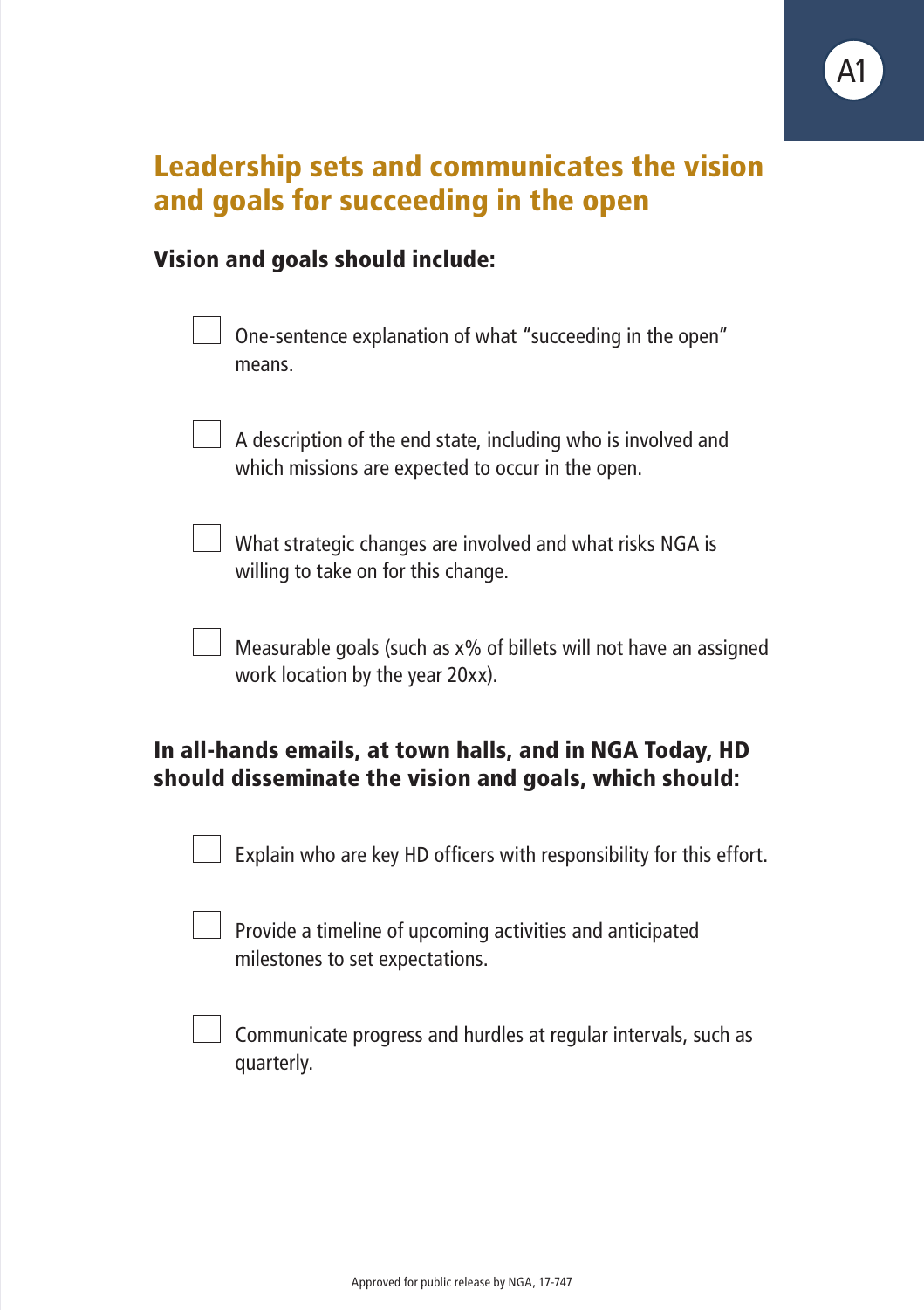A1

## Leadership sets and communicates the vision and goals for succeeding in the open

### Vision and goals should include:

- [ ] One-sentence explanation of what "succeeding in the open" means.
- [ ] A description of the end state, including who is involved and which missions are expected to occur in the open.
- [ ] What strategic changes are involved and what risks NGA is willing to take on for this change.
- [ ] Measurable goals (such as x% of billets will not have an assigned work location by the year 20xx).

### In all-hands emails, at town halls, and in NGA Today, HD should disseminate the vision and goals, which should:

- [ ] Explain who are key HD officers with responsibility for this effort.
- [ ] Provide a timeline of upcoming activities and anticipated milestones to set expectations.
- [ ] Communicate progress and hurdles at regular intervals, such as quarterly.

Approved for public release by NGA, 17-747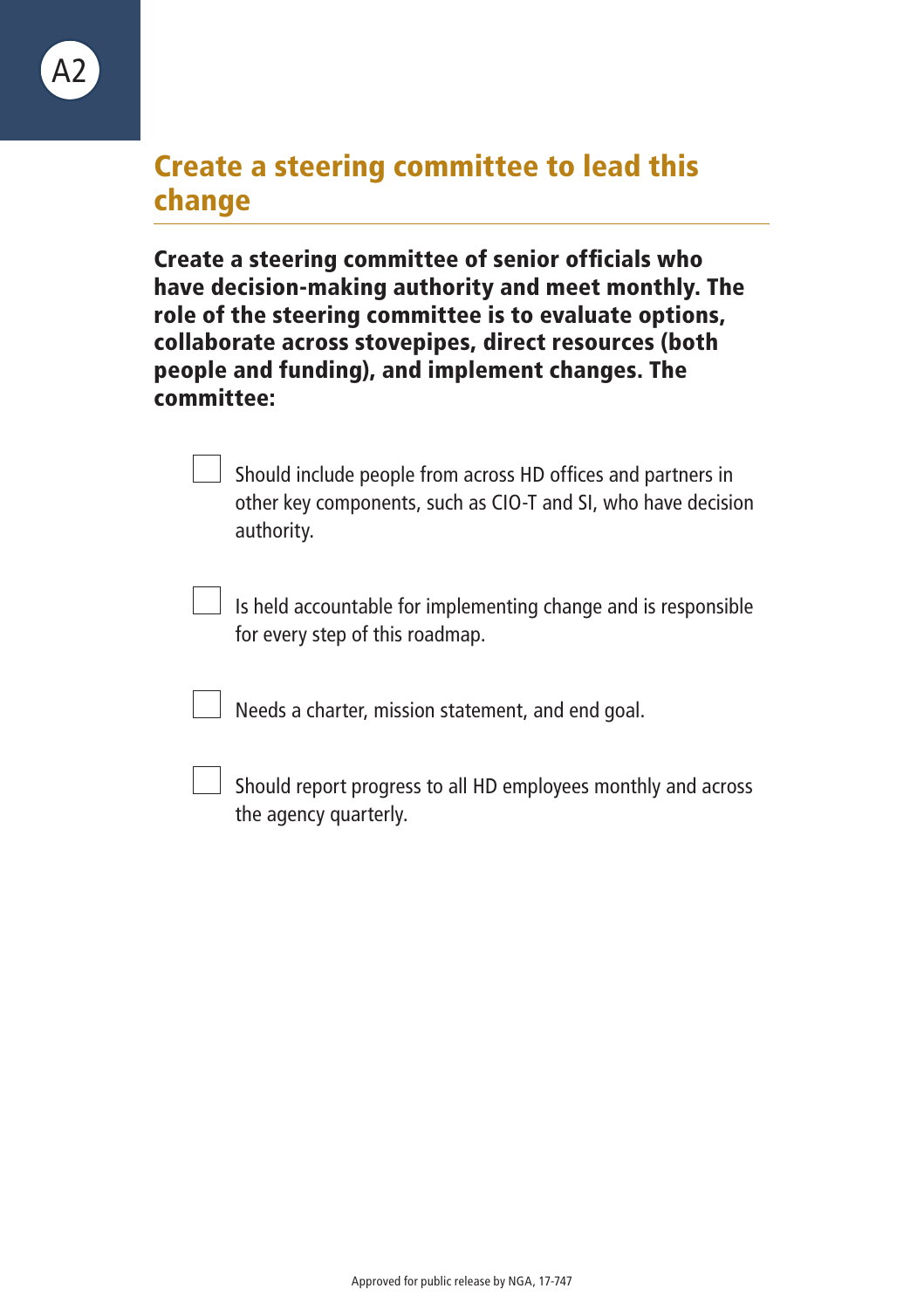A2

## Create a steering committee to lead this change

**Create a steering committee of senior officials who have decision-making authority and meet monthly. The role of the steering committee is to evaluate options, collaborate across stovepipes, direct resources (both people and funding), and implement changes. The committee:**

- [ ] Should include people from across HD offices and partners in other key components, such as CIO-T and SI, who have decision authority.
- [ ] Is held accountable for implementing change and is responsible for every step of this roadmap.
- [ ] Needs a charter, mission statement, and end goal.
- [ ] Should report progress to all HD employees monthly and across the agency quarterly.

Approved for public release by NGA, 17-747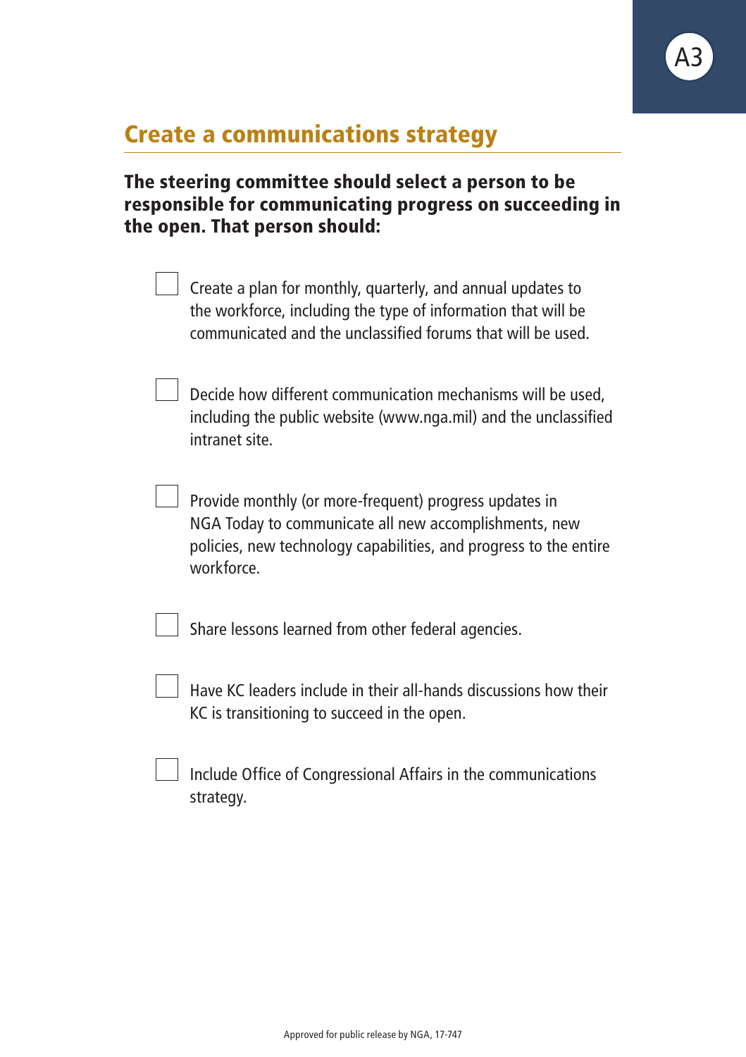A3

## Create a communications strategy

**The steering committee should select a person to be responsible for communicating progress on succeeding in the open. That person should:**

- [ ] Create a plan for monthly, quarterly, and annual updates to the workforce, including the type of information that will be communicated and the unclassified forums that will be used.

- [ ] Decide how different communication mechanisms will be used, including the public website (www.nga.mil) and the unclassified intranet site.

- [ ] Provide monthly (or more-frequent) progress updates in NGA Today to communicate all new accomplishments, new policies, new technology capabilities, and progress to the entire workforce.

- [ ] Share lessons learned from other federal agencies.

- [ ] Have KC leaders include in their all-hands discussions how their KC is transitioning to succeed in the open.

- [ ] Include Office of Congressional Affairs in the communications strategy.

Approved for public release by NGA, 17-747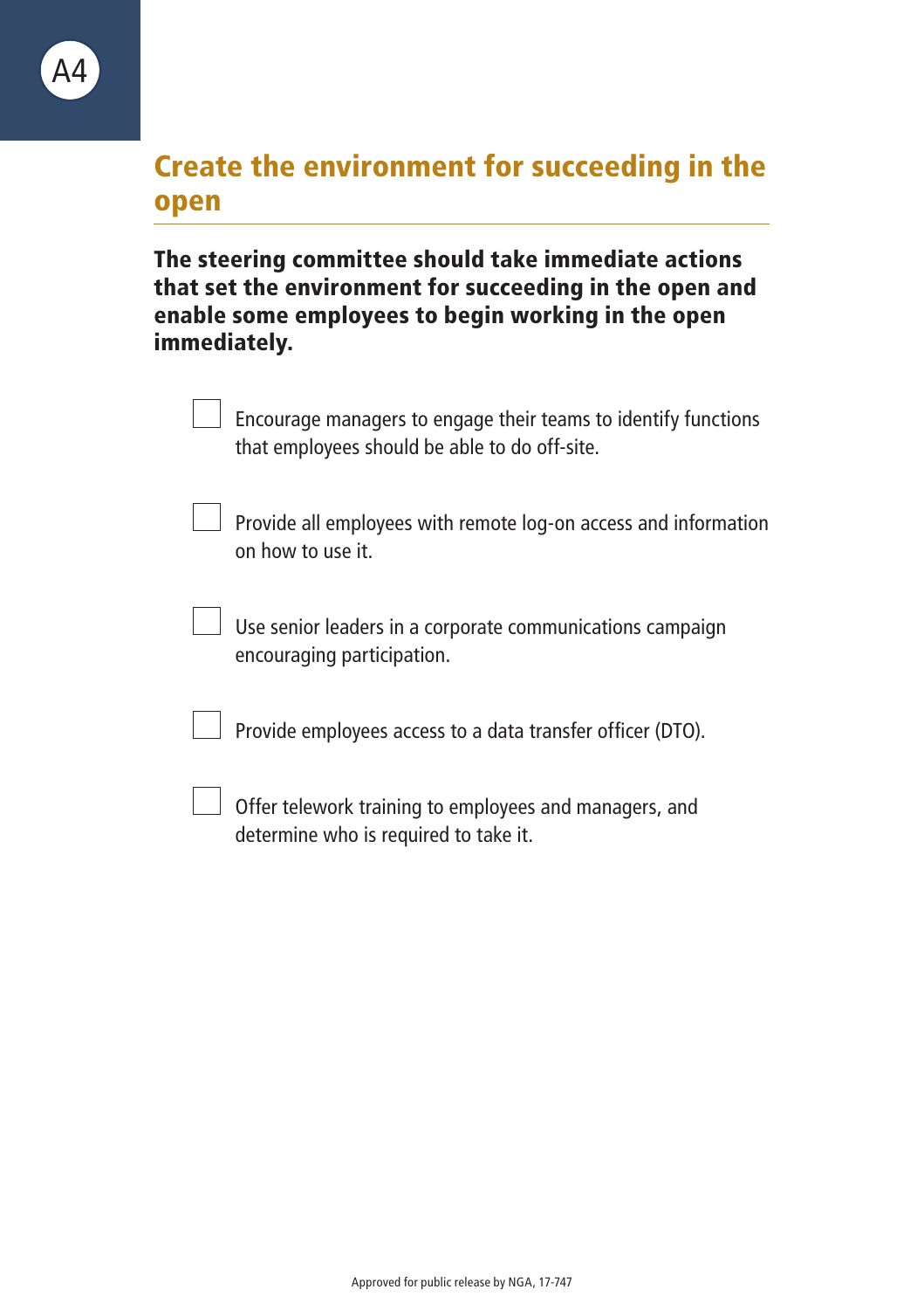A4

## Create the environment for succeeding in the open

**The steering committee should take immediate actions that set the environment for succeeding in the open and enable some employees to begin working in the open immediately.**

- [ ] Encourage managers to engage their teams to identify functions that employees should be able to do off-site.
- [ ] Provide all employees with remote log-on access and information on how to use it.
- [ ] Use senior leaders in a corporate communications campaign encouraging participation.
- [ ] Provide employees access to a data transfer officer (DTO).
- [ ] Offer telework training to employees and managers, and determine who is required to take it.

Approved for public release by NGA, 17-747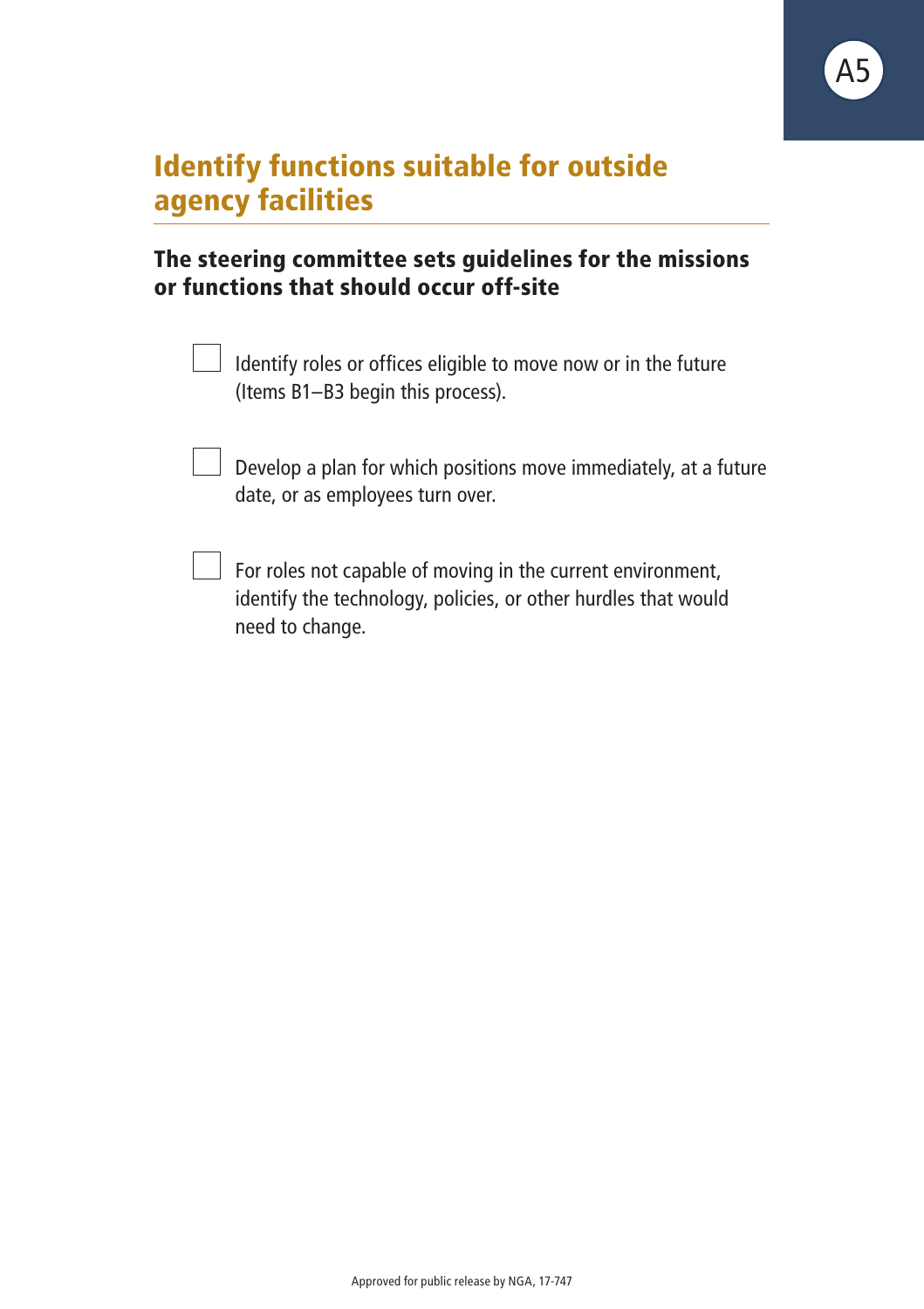A5

# Identify functions suitable for outside agency facilities

## The steering committee sets guidelines for the missions or functions that should occur off-site

- [ ] Identify roles or offices eligible to move now or in the future (Items B1–B3 begin this process).

- [ ] Develop a plan for which positions move immediately, at a future date, or as employees turn over.

- [ ] For roles not capable of moving in the current environment, identify the technology, policies, or other hurdles that would need to change.

Approved for public release by NGA, 17-747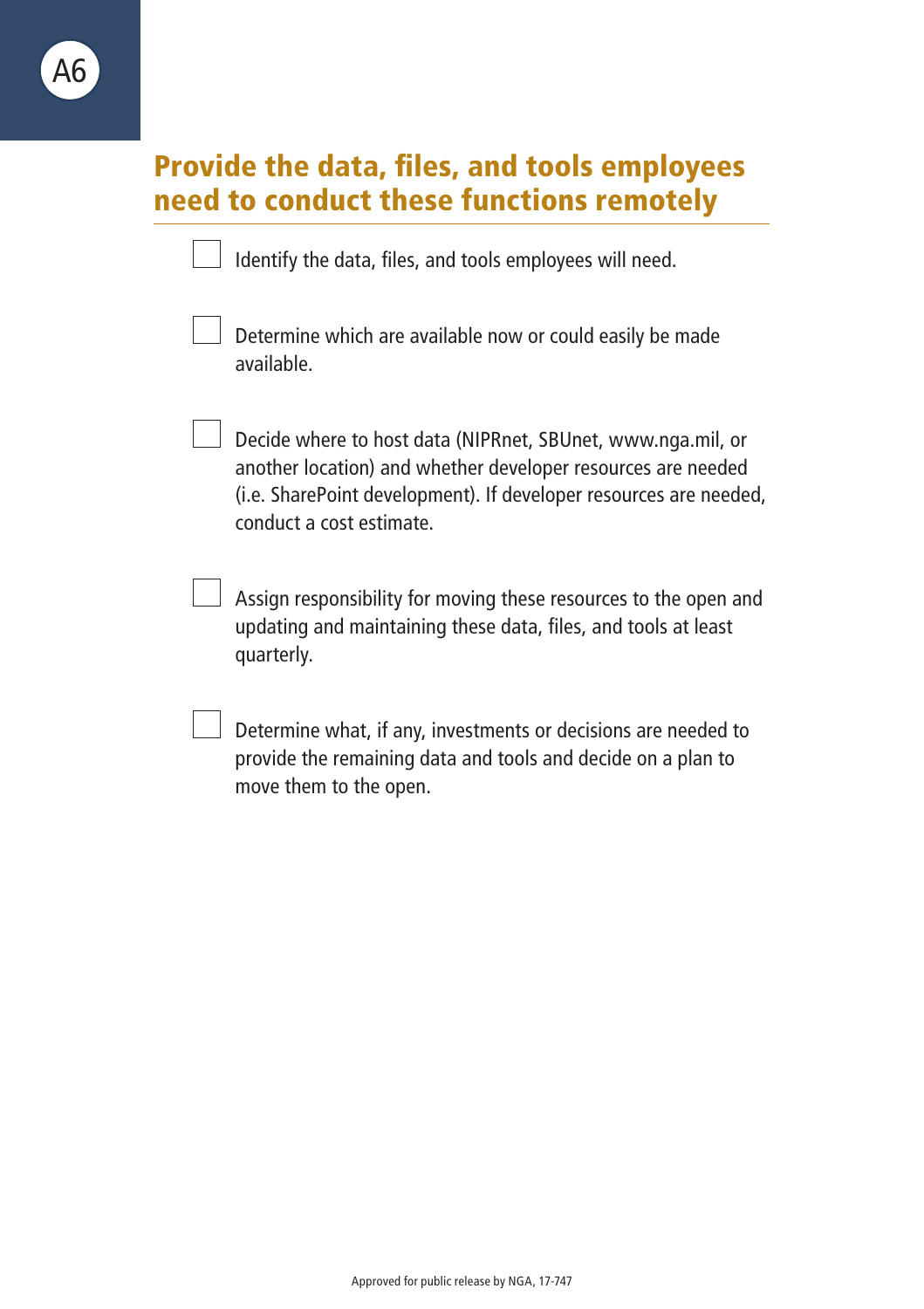A6

## Provide the data, files, and tools employees need to conduct these functions remotely

- [ ] Identify the data, files, and tools employees will need.

- [ ] Determine which are available now or could easily be made available.

- [ ] Decide where to host data (NIPRnet, SBUnet, www.nga.mil, or another location) and whether developer resources are needed (i.e. SharePoint development). If developer resources are needed, conduct a cost estimate.

- [ ] Assign responsibility for moving these resources to the open and updating and maintaining these data, files, and tools at least quarterly.

- [ ] Determine what, if any, investments or decisions are needed to provide the remaining data and tools and decide on a plan to move them to the open.

Approved for public release by NGA, 17-747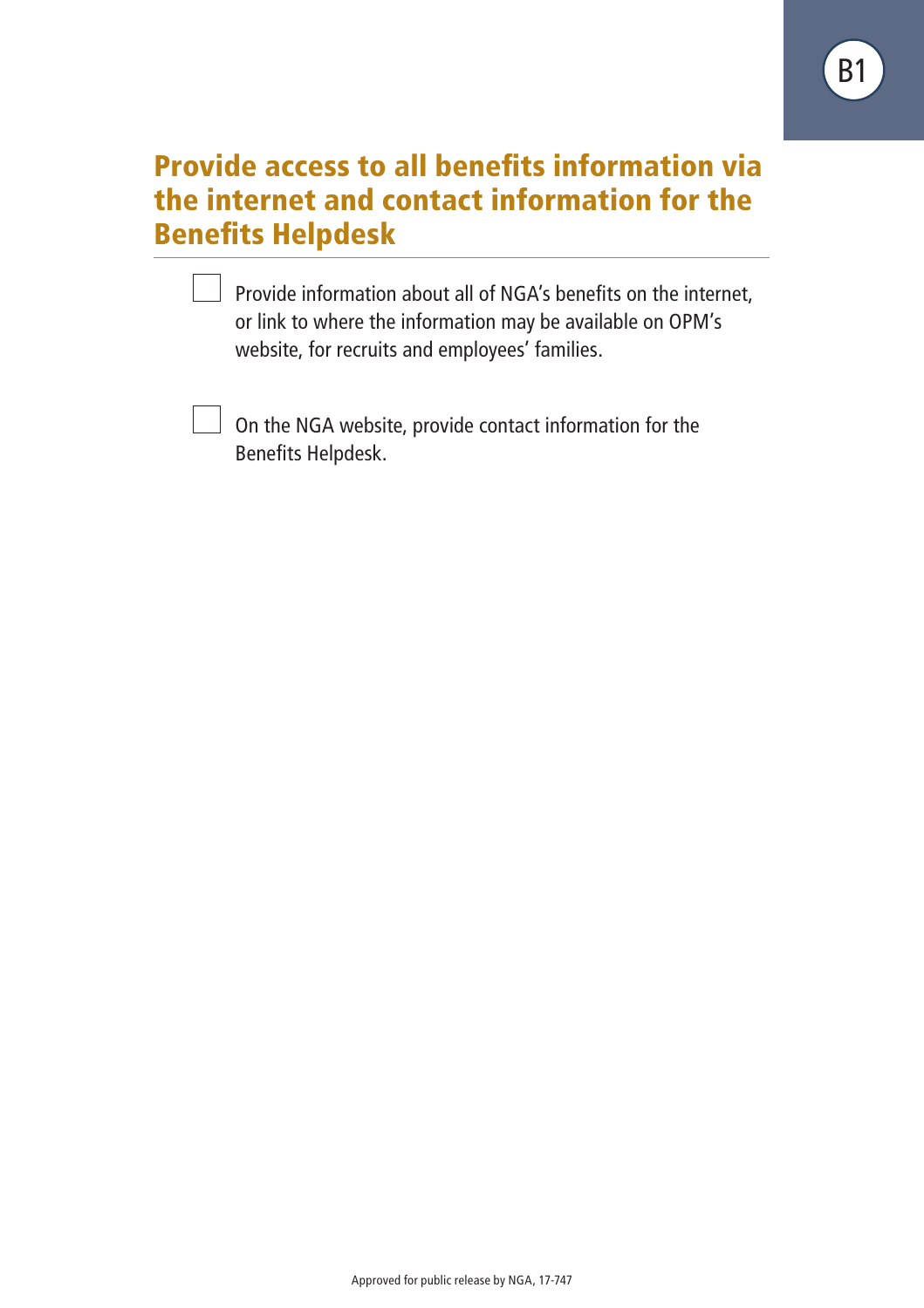B1

## Provide access to all benefits information via the internet and contact information for the Benefits Helpdesk

- [ ] Provide information about all of NGA's benefits on the internet, or link to where the information may be available on OPM's website, for recruits and employees' families.

- [ ] On the NGA website, provide contact information for the Benefits Helpdesk.

Approved for public release by NGA, 17-747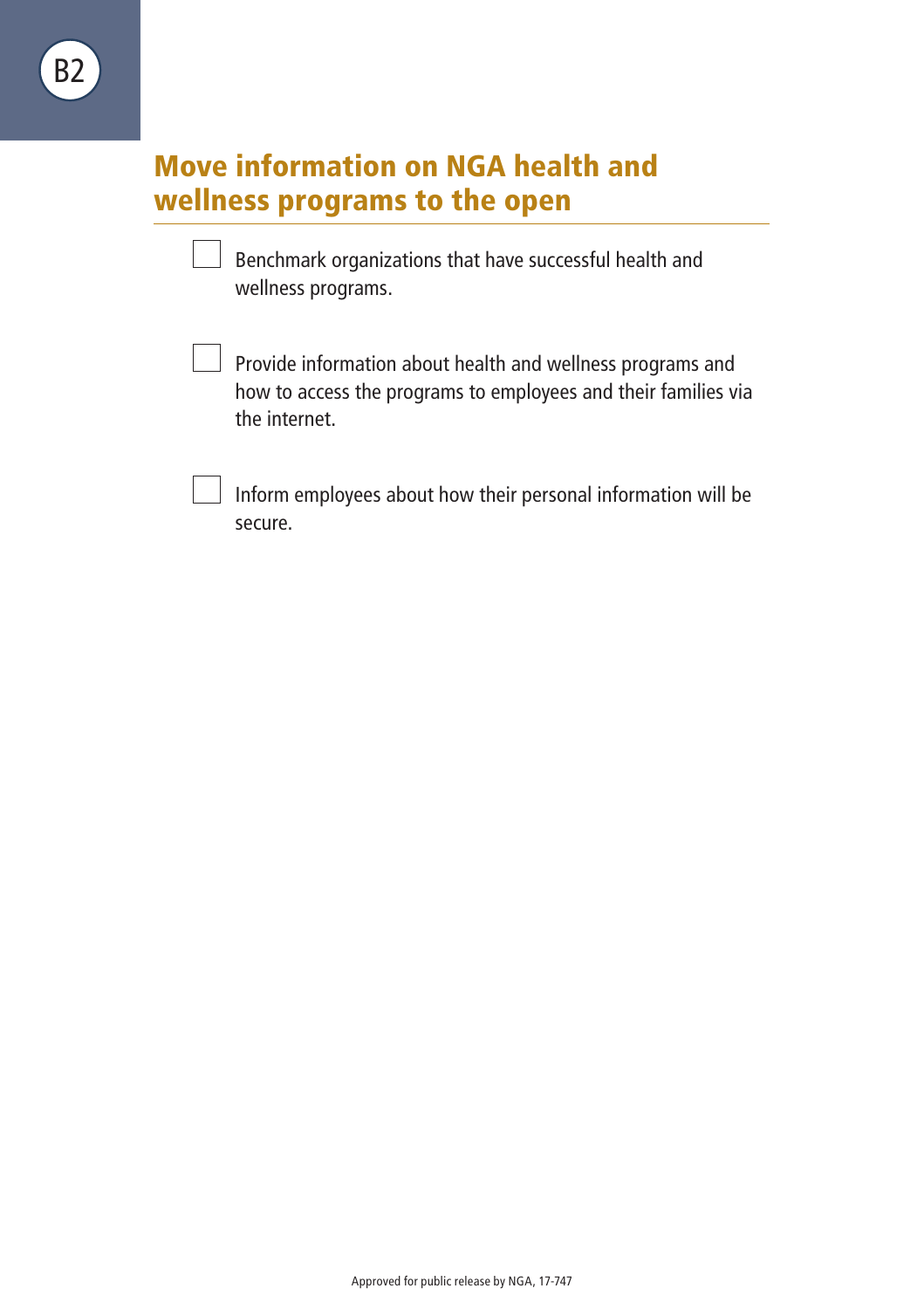B2

## Move information on NGA health and wellness programs to the open

- [ ] Benchmark organizations that have successful health and wellness programs.

- [ ] Provide information about health and wellness programs and how to access the programs to employees and their families via the internet.

- [ ] Inform employees about how their personal information will be secure.

Approved for public release by NGA, 17-747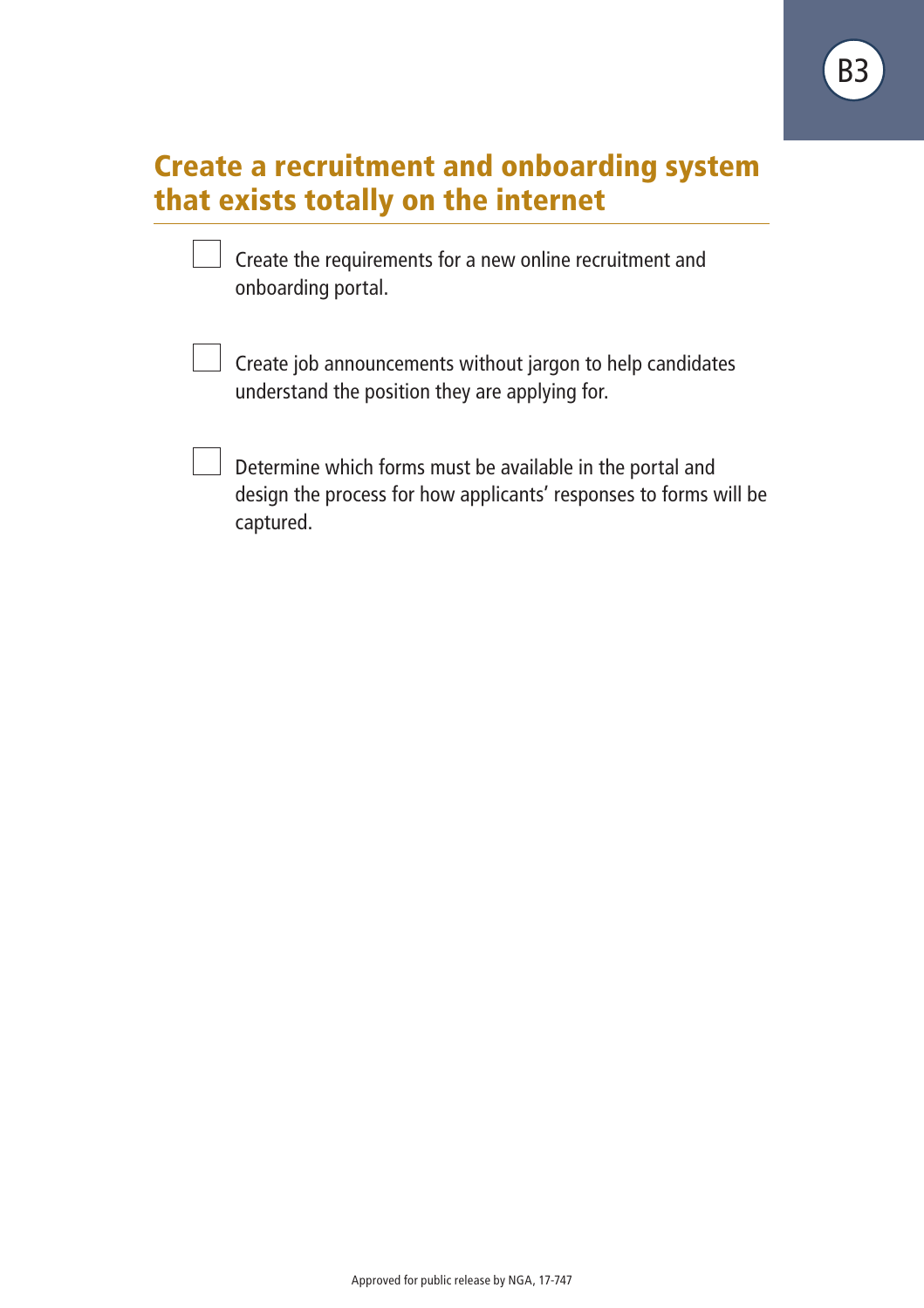B3

## Create a recruitment and onboarding system that exists totally on the internet

- [ ] Create the requirements for a new online recruitment and onboarding portal.

- [ ] Create job announcements without jargon to help candidates understand the position they are applying for.

- [ ] Determine which forms must be available in the portal and design the process for how applicants' responses to forms will be captured.

Approved for public release by NGA, 17-747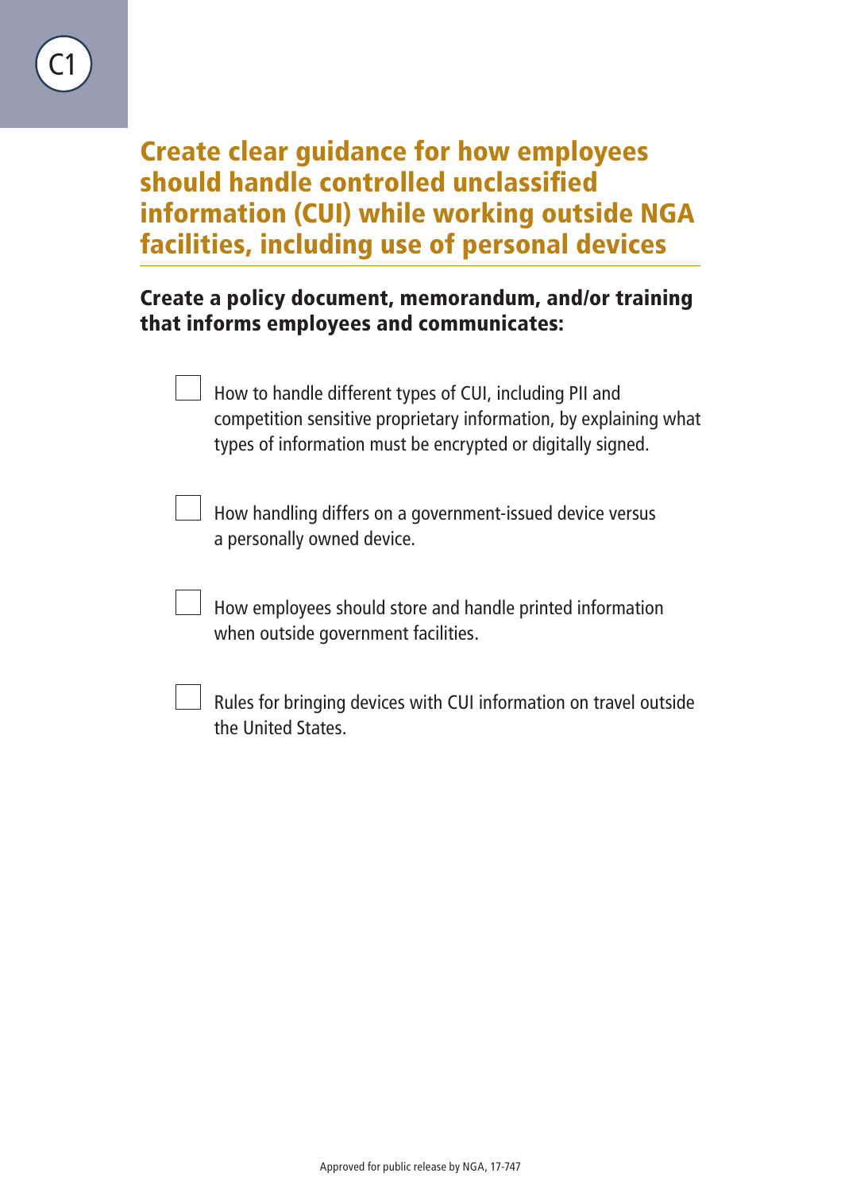C1

# Create clear guidance for how employees should handle controlled unclassified information (CUI) while working outside NGA facilities, including use of personal devices

## Create a policy document, memorandum, and/or training that informs employees and communicates:

- [ ] How to handle different types of CUI, including PII and competition sensitive proprietary information, by explaining what types of information must be encrypted or digitally signed.
- [ ] How handling differs on a government-issued device versus a personally owned device.
- [ ] How employees should store and handle printed information when outside government facilities.
- [ ] Rules for bringing devices with CUI information on travel outside the United States.

Approved for public release by NGA, 17-747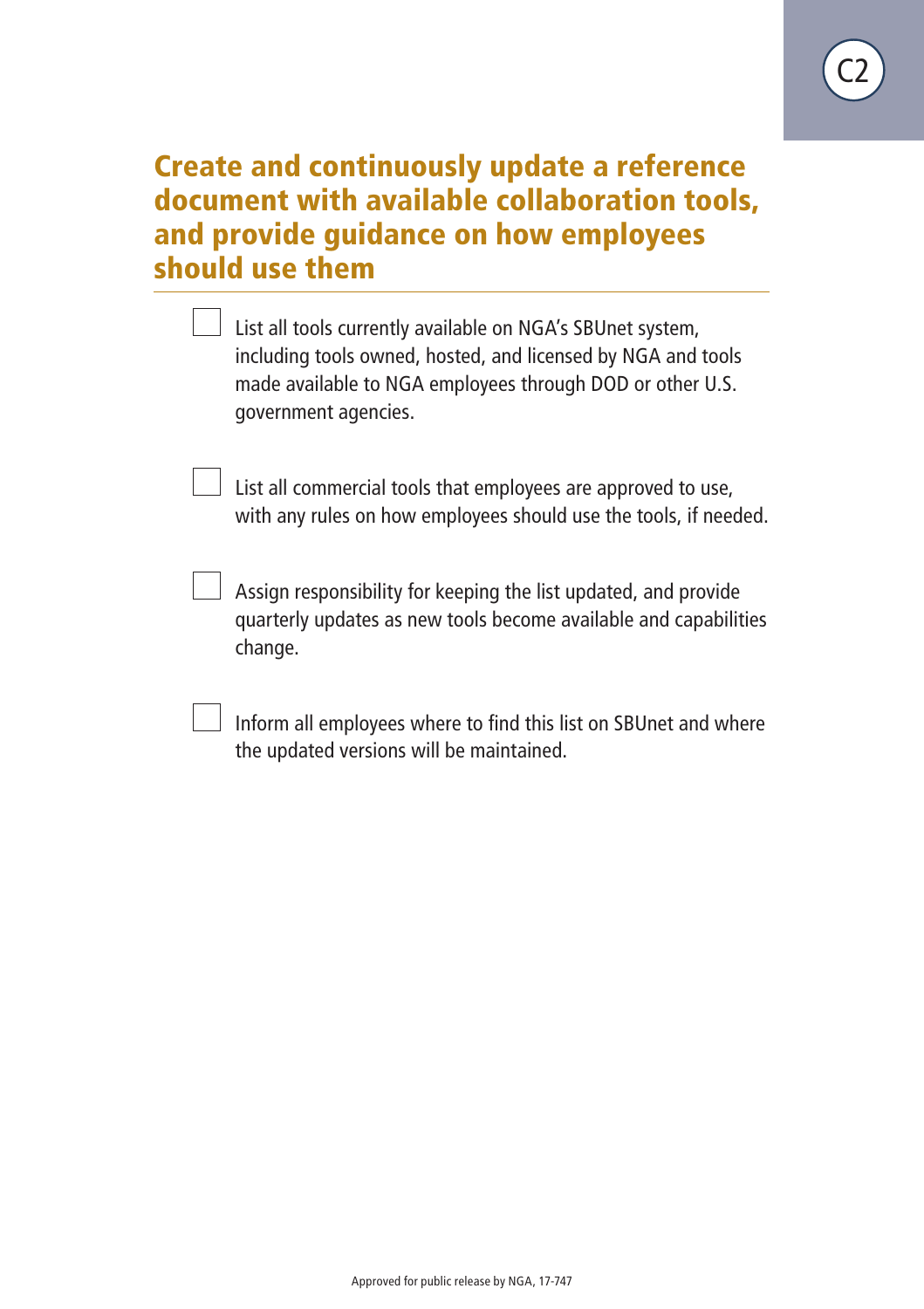C2

## Create and continuously update a reference document with available collaboration tools, and provide guidance on how employees should use them

- [ ] List all tools currently available on NGA's SBUnet system, including tools owned, hosted, and licensed by NGA and tools made available to NGA employees through DOD or other U.S. government agencies.

- [ ] List all commercial tools that employees are approved to use, with any rules on how employees should use the tools, if needed.

- [ ] Assign responsibility for keeping the list updated, and provide quarterly updates as new tools become available and capabilities change.

- [ ] Inform all employees where to find this list on SBUnet and where the updated versions will be maintained.

Approved for public release by NGA, 17-747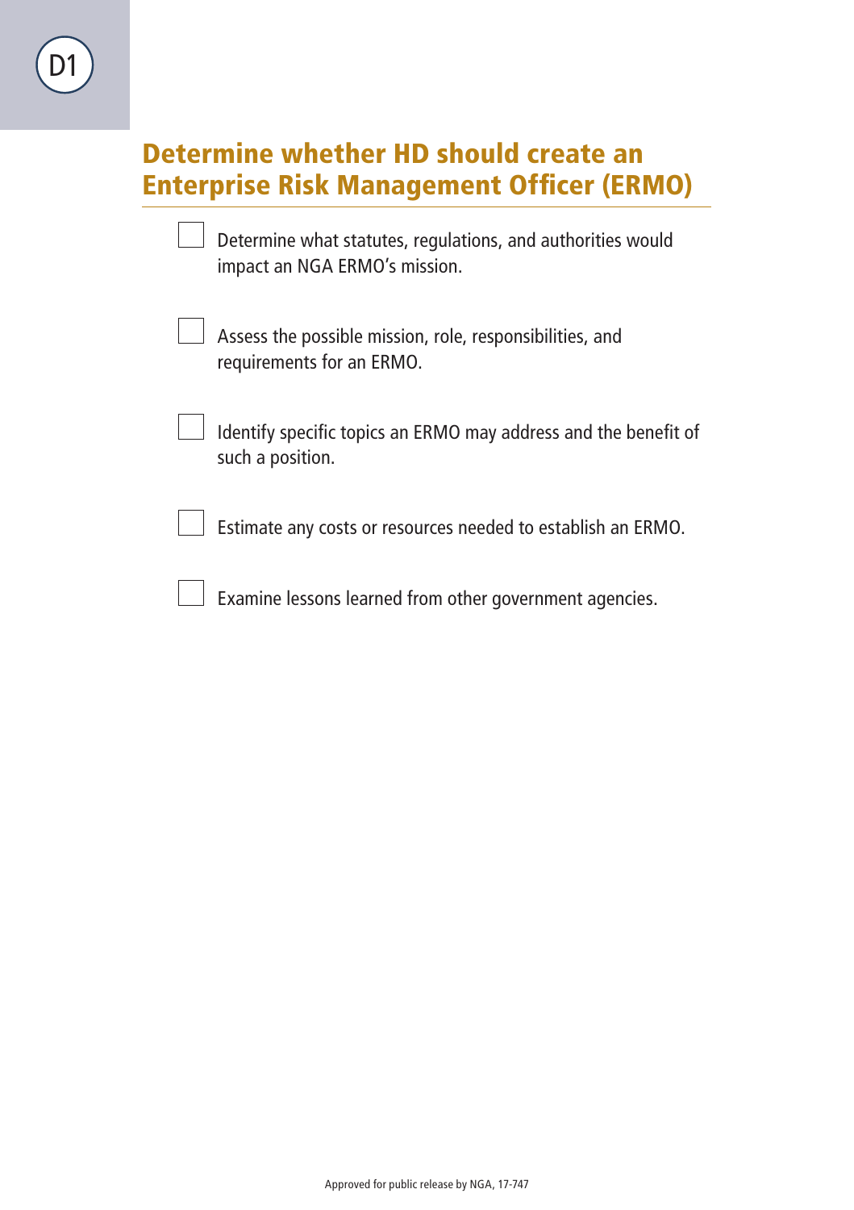D1

## Determine whether HD should create an Enterprise Risk Management Officer (ERMO)

- [ ] Determine what statutes, regulations, and authorities would impact an NGA ERMO's mission.
- [ ] Assess the possible mission, role, responsibilities, and requirements for an ERMO.
- [ ] Identify specific topics an ERMO may address and the benefit of such a position.
- [ ] Estimate any costs or resources needed to establish an ERMO.
- [ ] Examine lessons learned from other government agencies.

Approved for public release by NGA, 17-747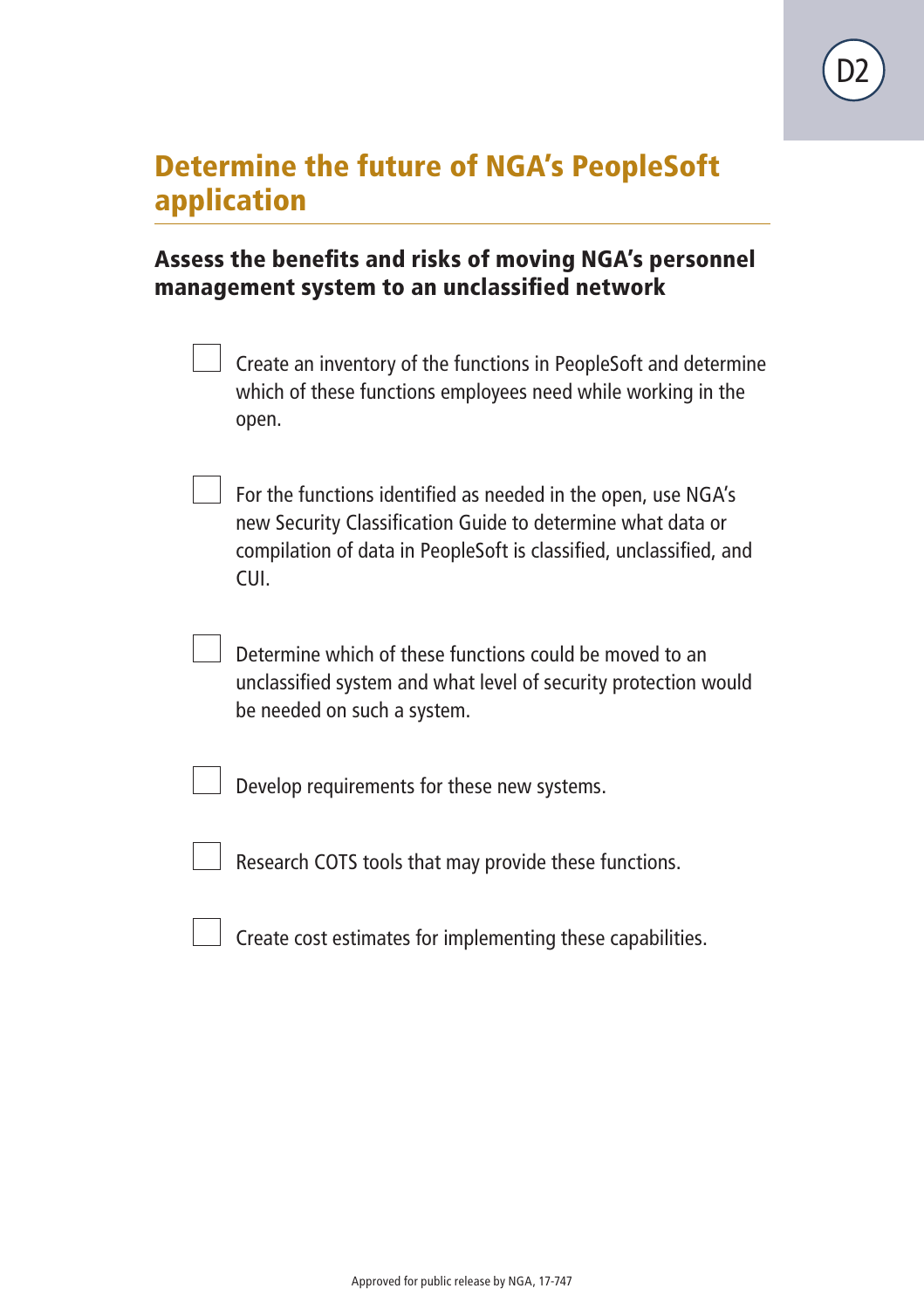D2

# Determine the future of NGA's PeopleSoft application

## Assess the benefits and risks of moving NGA's personnel management system to an unclassified network

- [ ] Create an inventory of the functions in PeopleSoft and determine which of these functions employees need while working in the open.
- [ ] For the functions identified as needed in the open, use NGA's new Security Classification Guide to determine what data or compilation of data in PeopleSoft is classified, unclassified, and CUI.
- [ ] Determine which of these functions could be moved to an unclassified system and what level of security protection would be needed on such a system.
- [ ] Develop requirements for these new systems.
- [ ] Research COTS tools that may provide these functions.
- [ ] Create cost estimates for implementing these capabilities.

Approved for public release by NGA, 17-747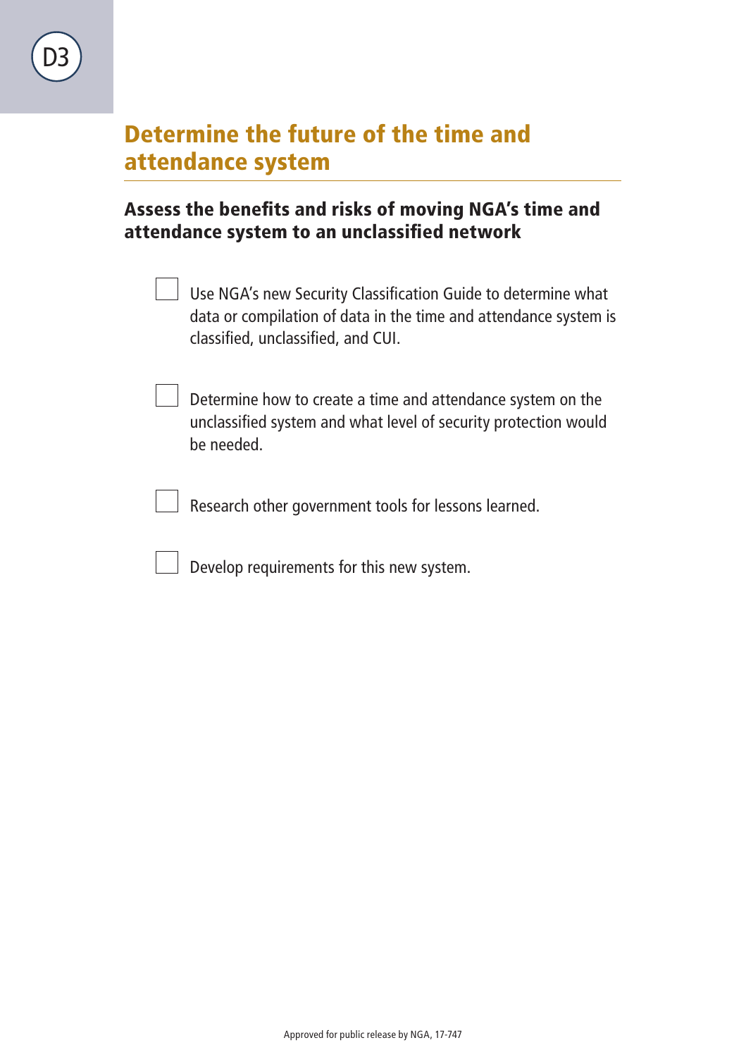D3

## Determine the future of the time and attendance system

### Assess the benefits and risks of moving NGA's time and attendance system to an unclassified network

- [ ] Use NGA's new Security Classification Guide to determine what data or compilation of data in the time and attendance system is classified, unclassified, and CUI.

- [ ] Determine how to create a time and attendance system on the unclassified system and what level of security protection would be needed.

- [ ] Research other government tools for lessons learned.

- [ ] Develop requirements for this new system.

Approved for public release by NGA, 17-747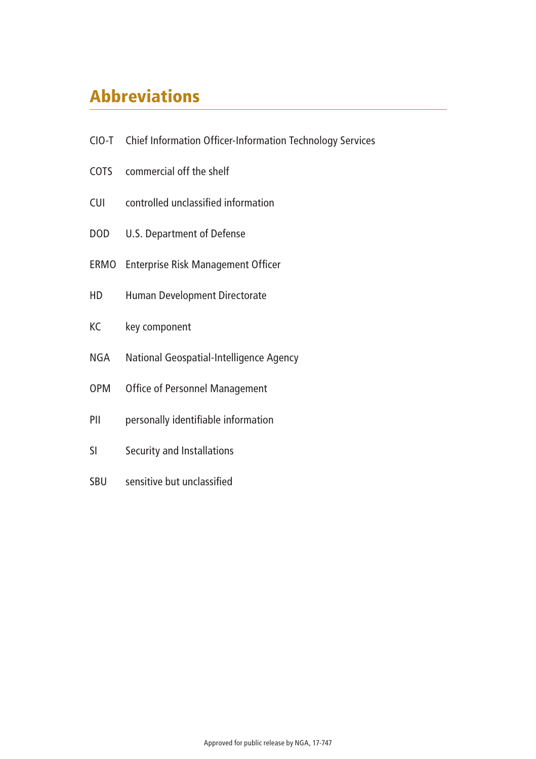# Abbreviations

| | |
|---|---|
| CIO-T | Chief Information Officer-Information Technology Services |
| COTS | commercial off the shelf |
| CUI | controlled unclassified information |
| DOD | U.S. Department of Defense |
| ERMO | Enterprise Risk Management Officer |
| HD | Human Development Directorate |
| KC | key component |
| NGA | National Geospatial-Intelligence Agency |
| OPM | Office of Personnel Management |
| PII | personally identifiable information |
| SI | Security and Installations |
| SBU | sensitive but unclassified |

Approved for public release by NGA, 17-747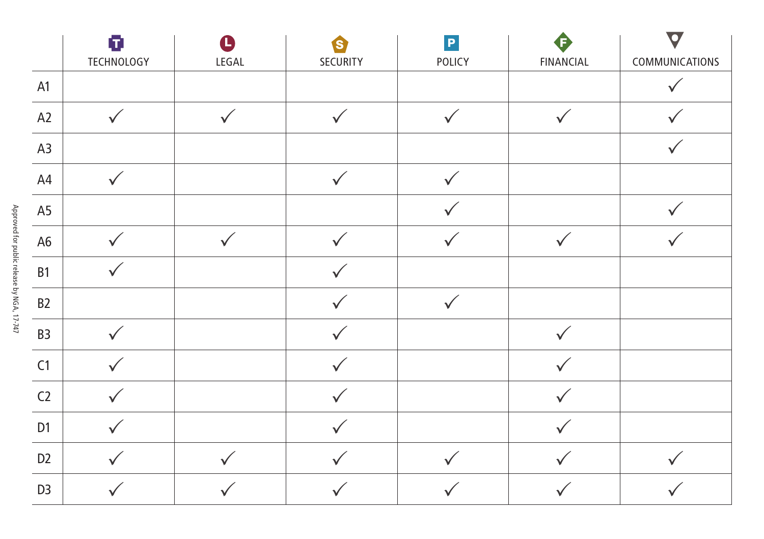| | TECHNOLOGY | LEGAL | SECURITY | POLICY | FINANCIAL | COMMUNICATIONS |
|---|---|---|---|---|---|---|
| A1 | | | | | | ✓ |
| A2 | ✓ | ✓ | ✓ | ✓ | ✓ | ✓ |
| A3 | | | | | | ✓ |
| A4 | ✓ | | ✓ | ✓ | | |
| A5 | | | | ✓ | | ✓ |
| A6 | ✓ | ✓ | ✓ | ✓ | ✓ | ✓ |
| B1 | ✓ | | ✓ | | | |
| B2 | | | ✓ | ✓ | | |
| B3 | ✓ | | ✓ | | ✓ | |
| C1 | ✓ | | ✓ | | ✓ | |
| C2 | ✓ | | ✓ | | ✓ | |
| D1 | ✓ | | ✓ | | ✓ | |
| D2 | ✓ | ✓ | ✓ | ✓ | ✓ | ✓ |
| D3 | ✓ | ✓ | ✓ | ✓ | ✓ | ✓ |

Approved for public release by NGA, 17-747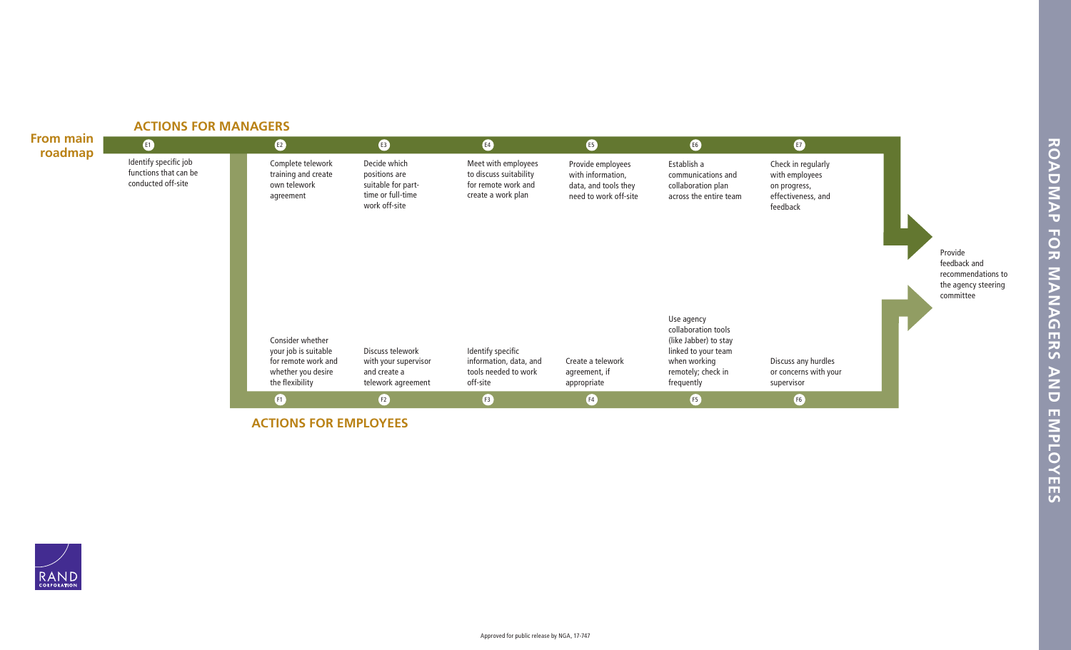# ROADMAP FOR MANAGERS AND EMPLOYEES

**From main roadmap**

## ACTIONS FOR MANAGERS

- **E1** Identify specific job functions that can be conducted off-site
- **E2** Complete telework training and create own telework agreement
- **E3** Decide which positions are suitable for part-time or full-time work off-site
- **E4** Meet with employees to discuss suitability for remote work and create a work plan
- **E5** Provide employees with information, data, and tools they need to work off-site
- **E6** Establish a communications and collaboration plan across the entire team
- **E7** Check in regularly with employees on progress, effectiveness, and feedback

## ACTIONS FOR EMPLOYEES

- **F1** Consider whether your job is suitable for remote work and whether you desire the flexibility
- **F2** Discuss telework with your supervisor and create a telework agreement
- **F3** Identify specific information, data, and tools needed to work off-site
- **F4** Create a telework agreement, if appropriate
- **F5** Use agency collaboration tools (like Jabber) to stay linked to your team when working remotely; check in frequently
- **F6** Discuss any hurdles or concerns with your supervisor

Provide feedback and recommendations to the agency steering committee

Approved for public release by NGA, 17-747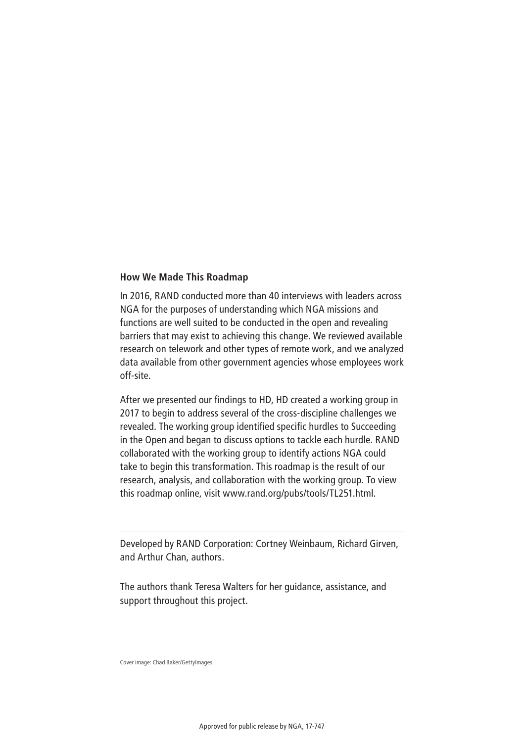## How We Made This Roadmap

In 2016, RAND conducted more than 40 interviews with leaders across NGA for the purposes of understanding which NGA missions and functions are well suited to be conducted in the open and revealing barriers that may exist to achieving this change. We reviewed available research on telework and other types of remote work, and we analyzed data available from other government agencies whose employees work off-site.

After we presented our findings to HD, HD created a working group in 2017 to begin to address several of the cross-discipline challenges we revealed. The working group identified specific hurdles to Succeeding in the Open and began to discuss options to tackle each hurdle. RAND collaborated with the working group to identify actions NGA could take to begin this transformation. This roadmap is the result of our research, analysis, and collaboration with the working group. To view this roadmap online, visit www.rand.org/pubs/tools/TL251.html.

---

Developed by RAND Corporation: Cortney Weinbaum, Richard Girven, and Arthur Chan, authors.

The authors thank Teresa Walters for her guidance, assistance, and support throughout this project.

Cover image: Chad Baker/GettyImages

Approved for public release by NGA, 17-747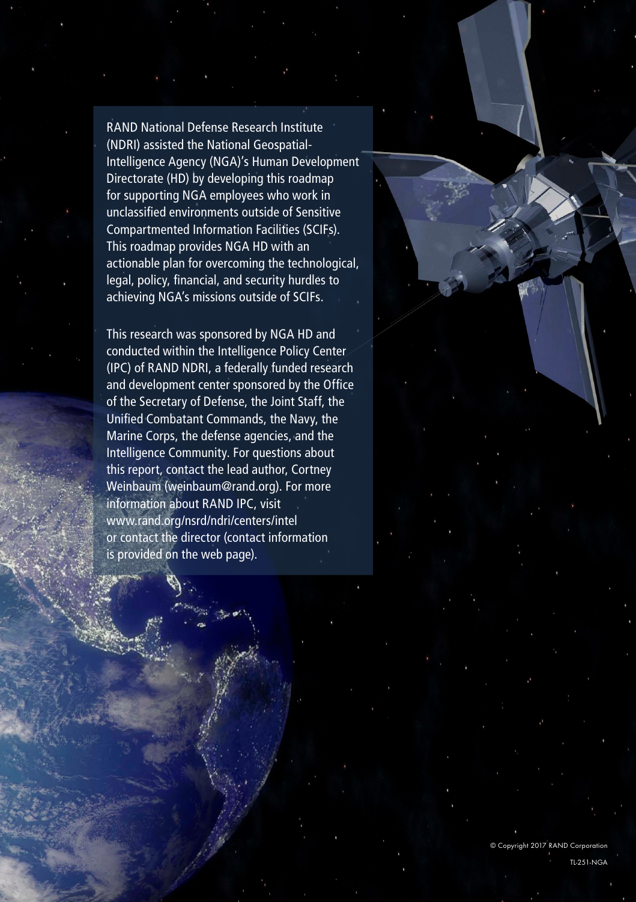RAND National Defense Research Institute (NDRI) assisted the National Geospatial-Intelligence Agency (NGA)'s Human Development Directorate (HD) by developing this roadmap for supporting NGA employees who work in unclassified environments outside of Sensitive Compartmented Information Facilities (SCIFs). This roadmap provides NGA HD with an actionable plan for overcoming the technological, legal, policy, financial, and security hurdles to achieving NGA's missions outside of SCIFs.

This research was sponsored by NGA HD and conducted within the Intelligence Policy Center (IPC) of RAND NDRI, a federally funded research and development center sponsored by the Office of the Secretary of Defense, the Joint Staff, the Unified Combatant Commands, the Navy, the Marine Corps, the defense agencies, and the Intelligence Community. For questions about this report, contact the lead author, Cortney Weinbaum (weinbaum@rand.org). For more information about RAND IPC, visit www.rand.org/nsrd/ndri/centers/intel or contact the director (contact information is provided on the web page).

© Copyright 2017 RAND Corporation

TL-251-NGA